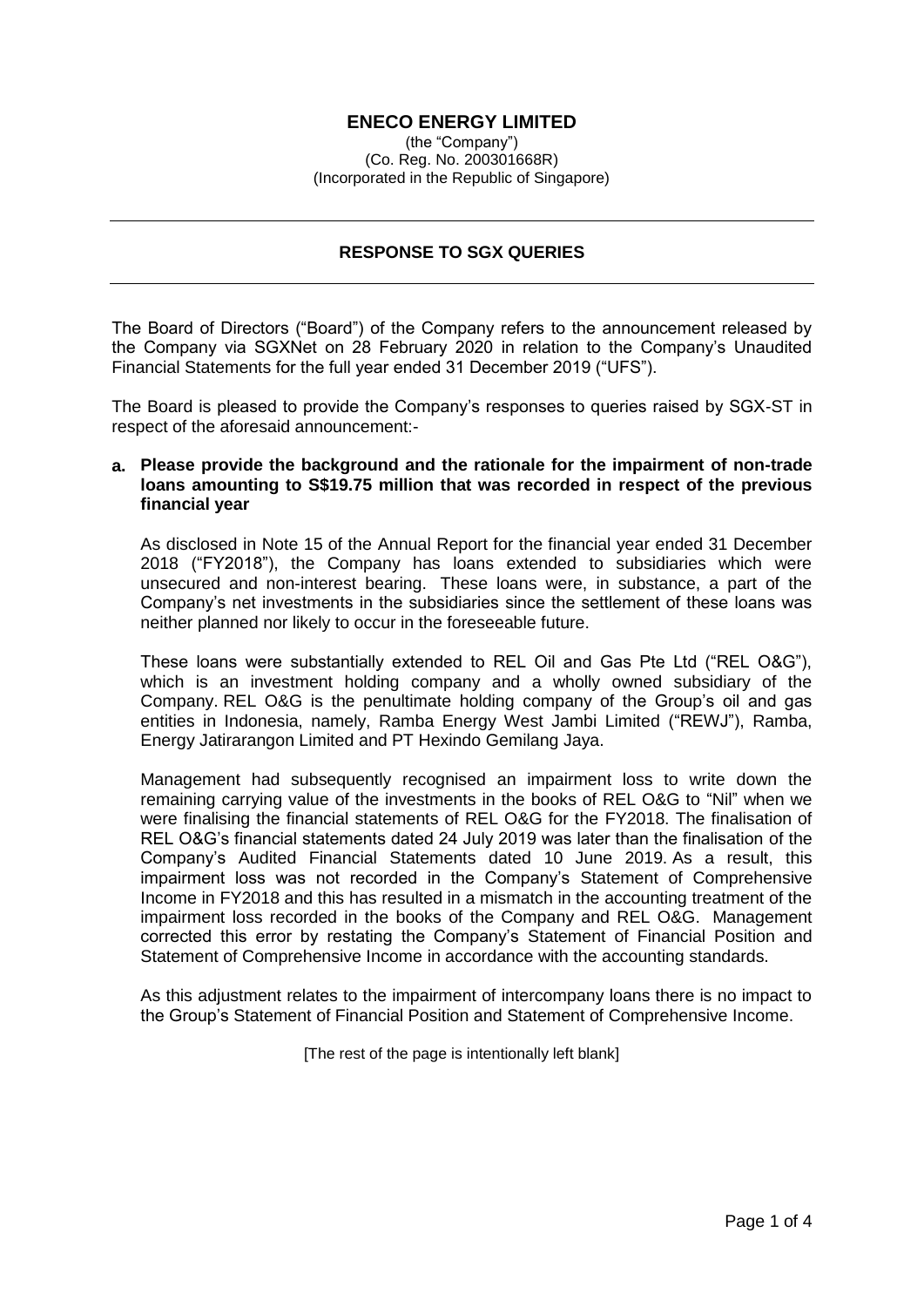# ENECO ENERGY LIMITED

(the "Company")
(Co. Reg. No. 200301668R)
(Incorporated in the Republic of Singapore)

---

## RESPONSE TO SGX QUERIES

---

The Board of Directors ("Board") of the Company refers to the announcement released by the Company via SGXNet on 28 February 2020 in relation to the Company's Unaudited Financial Statements for the full year ended 31 December 2019 ("UFS").

The Board is pleased to provide the Company's responses to queries raised by SGX-ST in respect of the aforesaid announcement:-

**a. Please provide the background and the rationale for the impairment of non-trade loans amounting to S$19.75 million that was recorded in respect of the previous financial year**

As disclosed in Note 15 of the Annual Report for the financial year ended 31 December 2018 ("FY2018"), the Company has loans extended to subsidiaries which were unsecured and non-interest bearing. These loans were, in substance, a part of the Company's net investments in the subsidiaries since the settlement of these loans was neither planned nor likely to occur in the foreseeable future.

These loans were substantially extended to REL Oil and Gas Pte Ltd ("REL O&G"), which is an investment holding company and a wholly owned subsidiary of the Company. REL O&G is the penultimate holding company of the Group's oil and gas entities in Indonesia, namely, Ramba Energy West Jambi Limited ("REWJ"), Ramba, Energy Jatirarangon Limited and PT Hexindo Gemilang Jaya.

Management had subsequently recognised an impairment loss to write down the remaining carrying value of the investments in the books of REL O&G to "Nil" when we were finalising the financial statements of REL O&G for the FY2018. The finalisation of REL O&G's financial statements dated 24 July 2019 was later than the finalisation of the Company's Audited Financial Statements dated 10 June 2019. As a result, this impairment loss was not recorded in the Company's Statement of Comprehensive Income in FY2018 and this has resulted in a mismatch in the accounting treatment of the impairment loss recorded in the books of the Company and REL O&G. Management corrected this error by restating the Company's Statement of Financial Position and Statement of Comprehensive Income in accordance with the accounting standards.

As this adjustment relates to the impairment of intercompany loans there is no impact to the Group's Statement of Financial Position and Statement of Comprehensive Income.

[The rest of the page is intentionally left blank]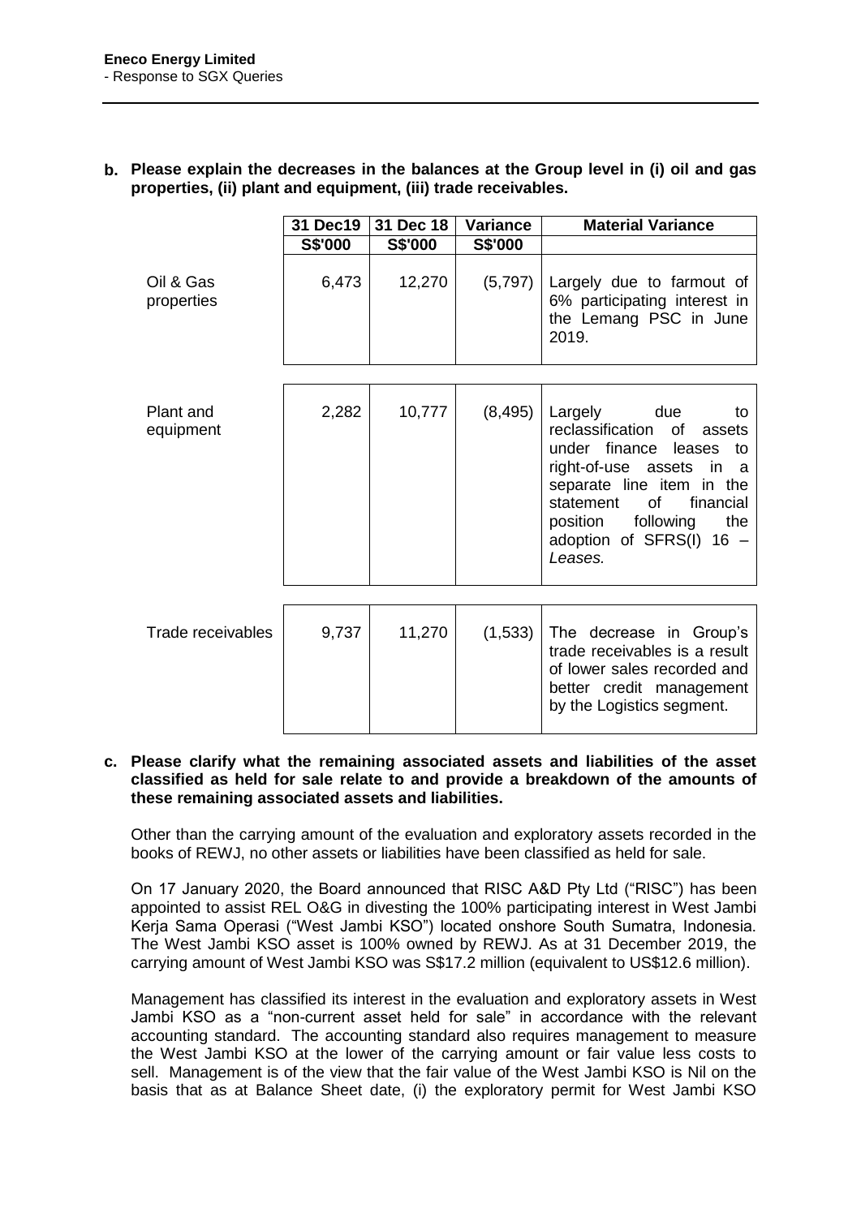**b. Please explain the decreases in the balances at the Group level in (i) oil and gas properties, (ii) plant and equipment, (iii) trade receivables.**

| | 31 Dec19 | 31 Dec 18 | Variance | Material Variance |
|---|---|---|---|---|
| | S$'000 | S$'000 | S$'000 | |
| Oil & Gas properties | 6,473 | 12,270 | (5,797) | Largely due to farmout of 6% participating interest in the Lemang PSC in June 2019. |
| Plant and equipment | 2,282 | 10,777 | (8,495) | Largely due to reclassification of assets under finance leases to right-of-use assets in a separate line item in the statement of financial position following the adoption of SFRS(I) 16 – *Leases.* |
| Trade receivables | 9,737 | 11,270 | (1,533) | The decrease in Group's trade receivables is a result of lower sales recorded and better credit management by the Logistics segment. |

**c. Please clarify what the remaining associated assets and liabilities of the asset classified as held for sale relate to and provide a breakdown of the amounts of these remaining associated assets and liabilities.**

Other than the carrying amount of the evaluation and exploratory assets recorded in the books of REWJ, no other assets or liabilities have been classified as held for sale.

On 17 January 2020, the Board announced that RISC A&D Pty Ltd ("RISC") has been appointed to assist REL O&G in divesting the 100% participating interest in West Jambi Kerja Sama Operasi ("West Jambi KSO") located onshore South Sumatra, Indonesia. The West Jambi KSO asset is 100% owned by REWJ. As at 31 December 2019, the carrying amount of West Jambi KSO was S$17.2 million (equivalent to US$12.6 million).

Management has classified its interest in the evaluation and exploratory assets in West Jambi KSO as a "non-current asset held for sale" in accordance with the relevant accounting standard. The accounting standard also requires management to measure the West Jambi KSO at the lower of the carrying amount or fair value less costs to sell. Management is of the view that the fair value of the West Jambi KSO is Nil on the basis that as at Balance Sheet date, (i) the exploratory permit for West Jambi KSO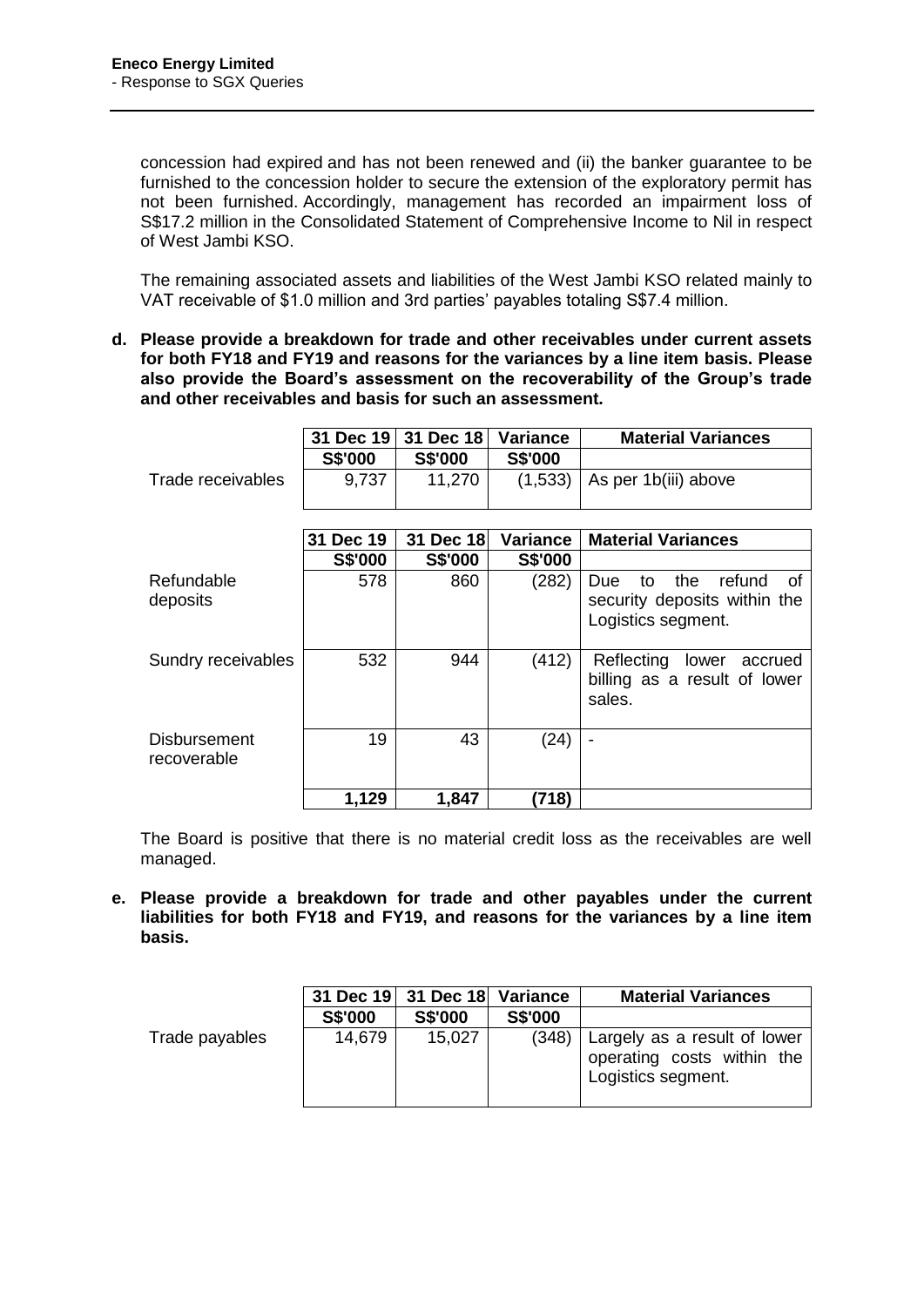concession had expired and has not been renewed and (ii) the banker guarantee to be furnished to the concession holder to secure the extension of the exploratory permit has not been furnished. Accordingly, management has recorded an impairment loss of S$17.2 million in the Consolidated Statement of Comprehensive Income to Nil in respect of West Jambi KSO.

The remaining associated assets and liabilities of the West Jambi KSO related mainly to VAT receivable of $1.0 million and 3rd parties' payables totaling S$7.4 million.

**d. Please provide a breakdown for trade and other receivables under current assets for both FY18 and FY19 and reasons for the variances by a line item basis. Please also provide the Board's assessment on the recoverability of the Group's trade and other receivables and basis for such an assessment.**

| | 31 Dec 19 | 31 Dec 18 | Variance | Material Variances |
|---|---|---|---|---|
| | S$'000 | S$'000 | S$'000 | |
| Trade receivables | 9,737 | 11,270 | (1,533) | As per 1b(iii) above |

| | 31 Dec 19 | 31 Dec 18 | Variance | Material Variances |
|---|---|---|---|---|
| | S$'000 | S$'000 | S$'000 | |
| Refundable deposits | 578 | 860 | (282) | Due to the refund of security deposits within the Logistics segment. |
| Sundry receivables | 532 | 944 | (412) | Reflecting lower accrued billing as a result of lower sales. |
| Disbursement recoverable | 19 | 43 | (24) | - |
| | 1,129 | 1,847 | (718) | |

The Board is positive that there is no material credit loss as the receivables are well managed.

**e. Please provide a breakdown for trade and other payables under the current liabilities for both FY18 and FY19, and reasons for the variances by a line item basis.**

| | 31 Dec 19 | 31 Dec 18 | Variance | Material Variances |
|---|---|---|---|---|
| | S$'000 | S$'000 | S$'000 | |
| Trade payables | 14,679 | 15,027 | (348) | Largely as a result of lower operating costs within the Logistics segment. |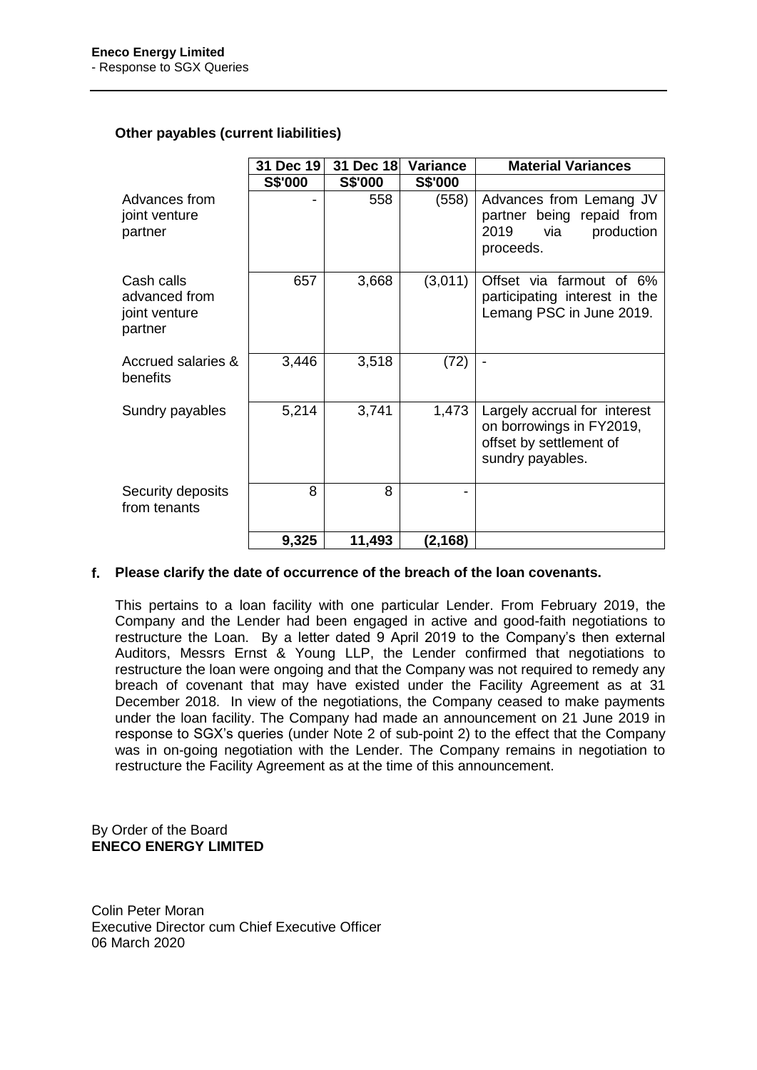**Other payables (current liabilities)**

| | 31 Dec 19 | 31 Dec 18 | Variance | Material Variances |
|---|---|---|---|---|
| | S$'000 | S$'000 | S$'000 | |
| Advances from joint venture partner | - | 558 | (558) | Advances from Lemang JV partner being repaid from 2019 via production proceeds. |
| Cash calls advanced from joint venture partner | 657 | 3,668 | (3,011) | Offset via farmout of 6% participating interest in the Lemang PSC in June 2019. |
| Accrued salaries & benefits | 3,446 | 3,518 | (72) | - |
| Sundry payables | 5,214 | 3,741 | 1,473 | Largely accrual for interest on borrowings in FY2019, offset by settlement of sundry payables. |
| Security deposits from tenants | 8 | 8 | - | |
| | **9,325** | **11,493** | **(2,168)** | |

**f. Please clarify the date of occurrence of the breach of the loan covenants.**

This pertains to a loan facility with one particular Lender. From February 2019, the Company and the Lender had been engaged in active and good-faith negotiations to restructure the Loan. By a letter dated 9 April 2019 to the Company's then external Auditors, Messrs Ernst & Young LLP, the Lender confirmed that negotiations to restructure the loan were ongoing and that the Company was not required to remedy any breach of covenant that may have existed under the Facility Agreement as at 31 December 2018. In view of the negotiations, the Company ceased to make payments under the loan facility. The Company had made an announcement on 21 June 2019 in response to SGX's queries (under Note 2 of sub-point 2) to the effect that the Company was in on-going negotiation with the Lender. The Company remains in negotiation to restructure the Facility Agreement as at the time of this announcement.

By Order of the Board
**ENECO ENERGY LIMITED**

Colin Peter Moran
Executive Director cum Chief Executive Officer
06 March 2020